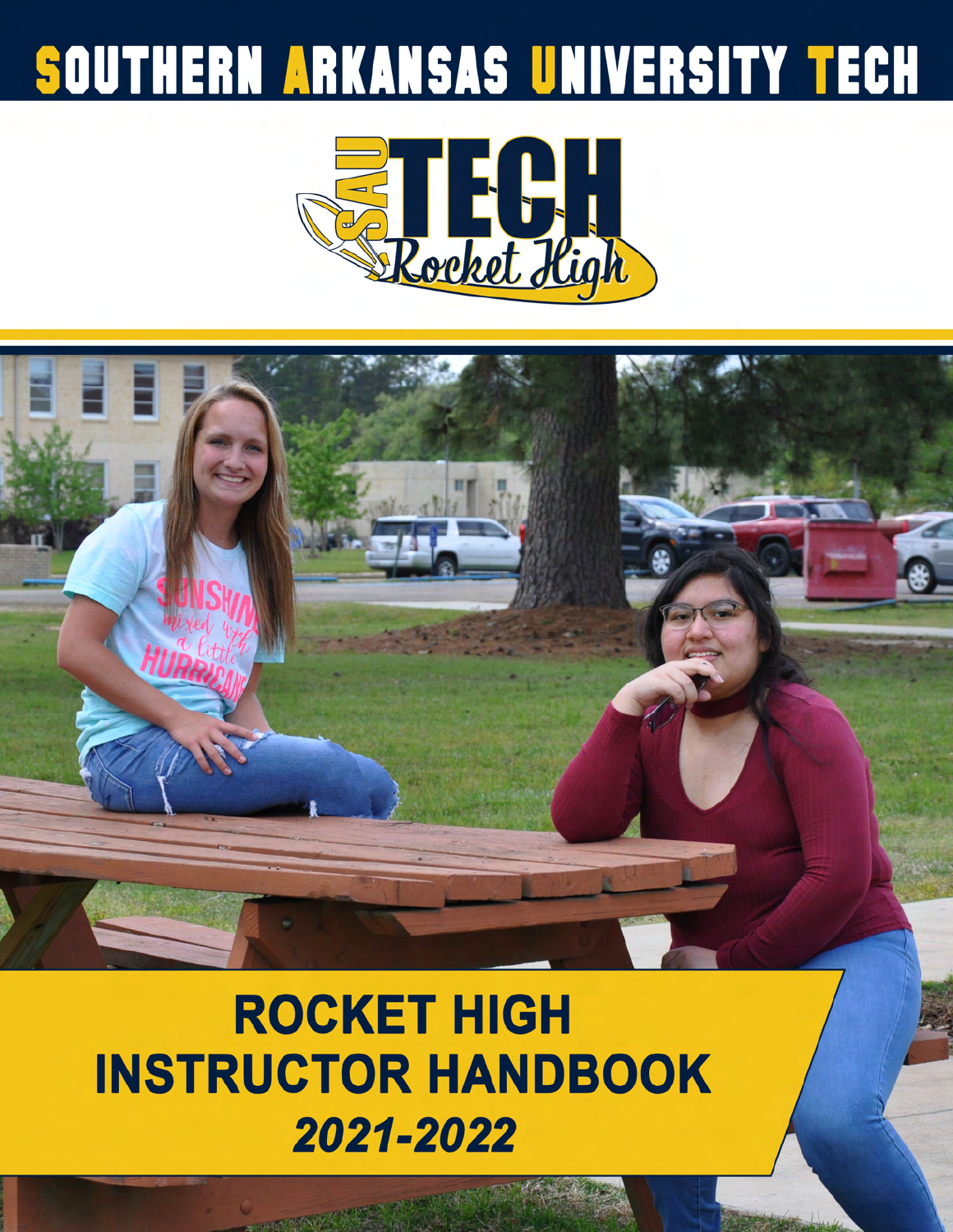# SOUTHERN ARKANSAS UNIVERSITY TECH

SAU TECH Rocket High

# ROCKET HIGH INSTRUCTOR HANDBOOK

***2021-2022***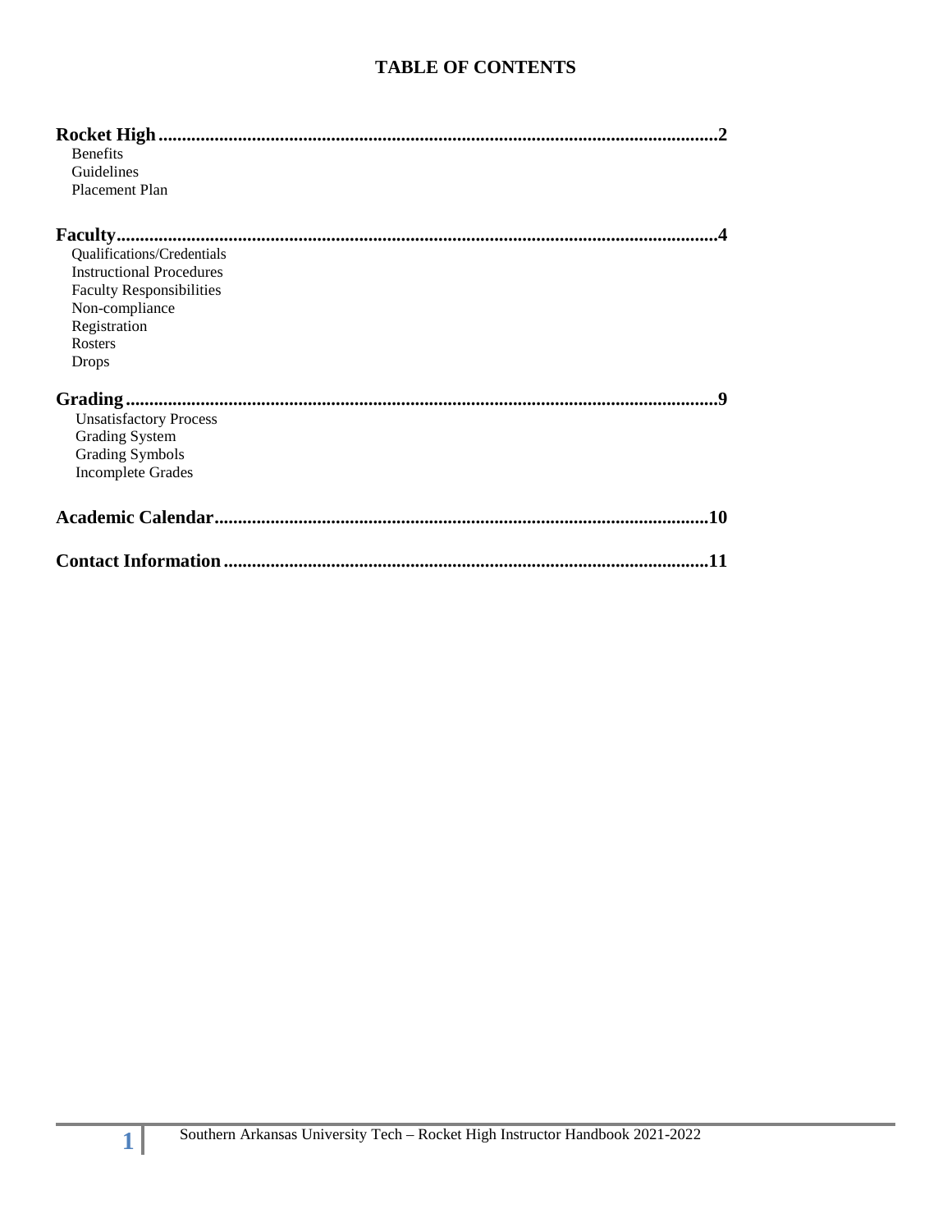# TABLE OF CONTENTS

**Rocket High**.......................................................................................................................**2**
- Benefits
- Guidelines
- Placement Plan

**Faculty**..................................................................................................................................**4**
- Qualifications/Credentials
- Instructional Procedures
- Faculty Responsibilities
- Non-compliance
- Registration
- Rosters
- Drops

**Grading**..................................................................................................................................**9**
- Unsatisfactory Process
- Grading System
- Grading Symbols
- Incomplete Grades

**Academic Calendar**..........................................................................................................**10**

**Contact Information**.........................................................................................................**11**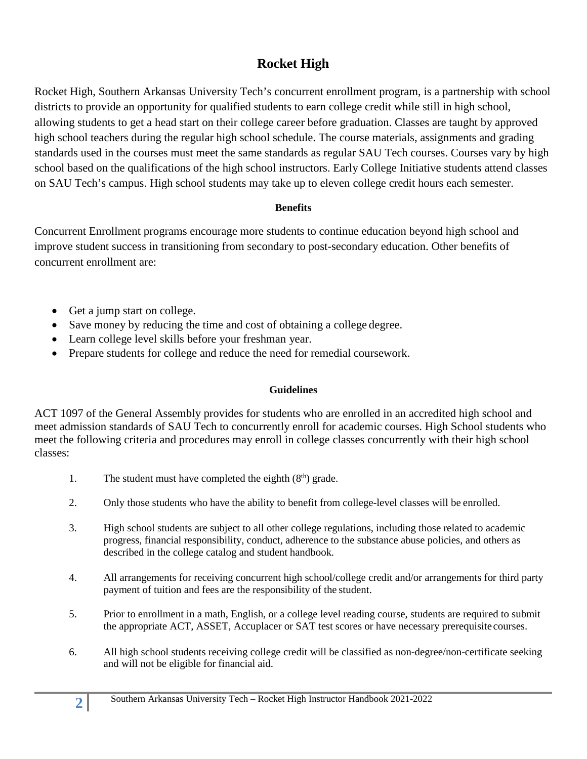# Rocket High

Rocket High, Southern Arkansas University Tech's concurrent enrollment program, is a partnership with school districts to provide an opportunity for qualified students to earn college credit while still in high school, allowing students to get a head start on their college career before graduation. Classes are taught by approved high school teachers during the regular high school schedule. The course materials, assignments and grading standards used in the courses must meet the same standards as regular SAU Tech courses. Courses vary by high school based on the qualifications of the high school instructors. Early College Initiative students attend classes on SAU Tech's campus. High school students may take up to eleven college credit hours each semester.

### Benefits

Concurrent Enrollment programs encourage more students to continue education beyond high school and improve student success in transitioning from secondary to post-secondary education. Other benefits of concurrent enrollment are:

- Get a jump start on college.
- Save money by reducing the time and cost of obtaining a college degree.
- Learn college level skills before your freshman year.
- Prepare students for college and reduce the need for remedial coursework.

### Guidelines

ACT 1097 of the General Assembly provides for students who are enrolled in an accredited high school and meet admission standards of SAU Tech to concurrently enroll for academic courses. High School students who meet the following criteria and procedures may enroll in college classes concurrently with their high school classes:

1. The student must have completed the eighth (8th) grade.
2. Only those students who have the ability to benefit from college-level classes will be enrolled.
3. High school students are subject to all other college regulations, including those related to academic progress, financial responsibility, conduct, adherence to the substance abuse policies, and others as described in the college catalog and student handbook.
4. All arrangements for receiving concurrent high school/college credit and/or arrangements for third party payment of tuition and fees are the responsibility of the student.
5. Prior to enrollment in a math, English, or a college level reading course, students are required to submit the appropriate ACT, ASSET, Accuplacer or SAT test scores or have necessary prerequisite courses.
6. All high school students receiving college credit will be classified as non-degree/non-certificate seeking and will not be eligible for financial aid.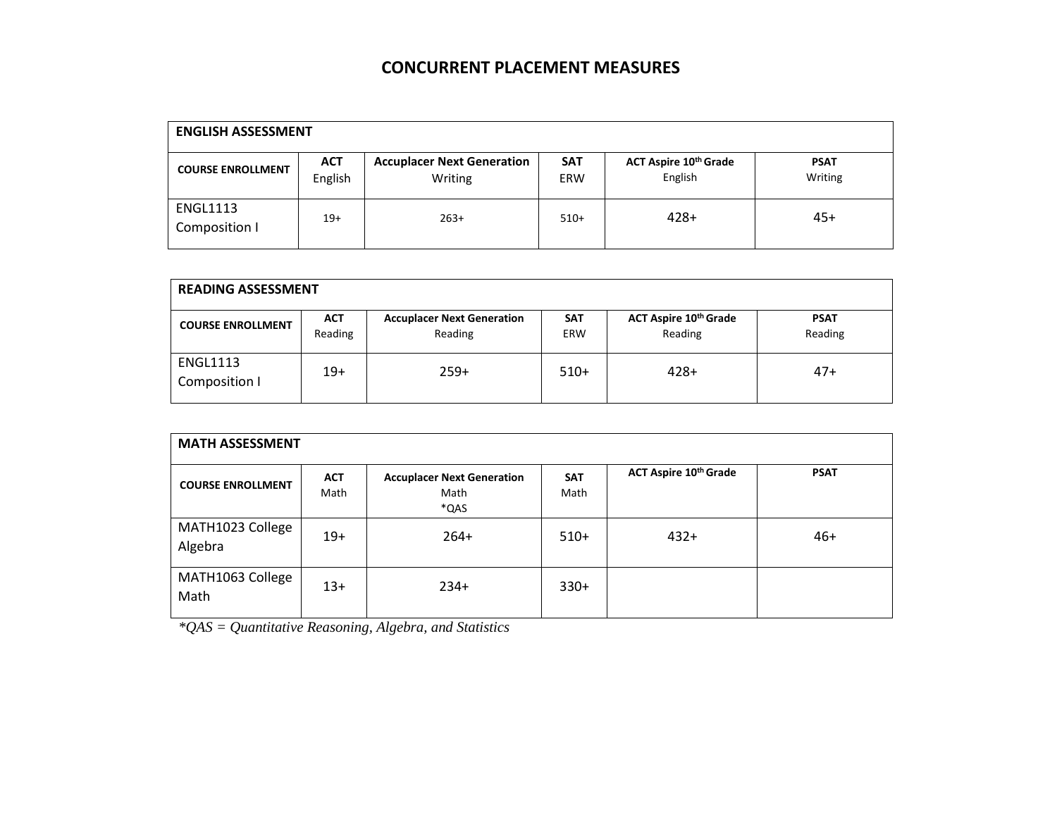# CONCURRENT PLACEMENT MEASURES

| ENGLISH ASSESSMENT | | | | | |
|---|---|---|---|---|---|
| **COURSE ENROLLMENT** | **ACT** English | **Accuplacer Next Generation** Writing | **SAT** ERW | **ACT Aspire 10th Grade** English | **PSAT** Writing |
| ENGL1113 Composition I | 19+ | 263+ | 510+ | 428+ | 45+ |

| READING ASSESSMENT | | | | | |
|---|---|---|---|---|---|
| **COURSE ENROLLMENT** | **ACT** Reading | **Accuplacer Next Generation** Reading | **SAT** ERW | **ACT Aspire 10th Grade** Reading | **PSAT** Reading |
| ENGL1113 Composition I | 19+ | 259+ | 510+ | 428+ | 47+ |

| MATH ASSESSMENT | | | | | |
|---|---|---|---|---|---|
| **COURSE ENROLLMENT** | **ACT** Math | **Accuplacer Next Generation** Math *QAS | **SAT** Math | **ACT Aspire 10th Grade** | **PSAT** |
| MATH1023 College Algebra | 19+ | 264+ | 510+ | 432+ | 46+ |
| MATH1063 College Math | 13+ | 234+ | 330+ | | |

*\*QAS = Quantitative Reasoning, Algebra, and Statistics*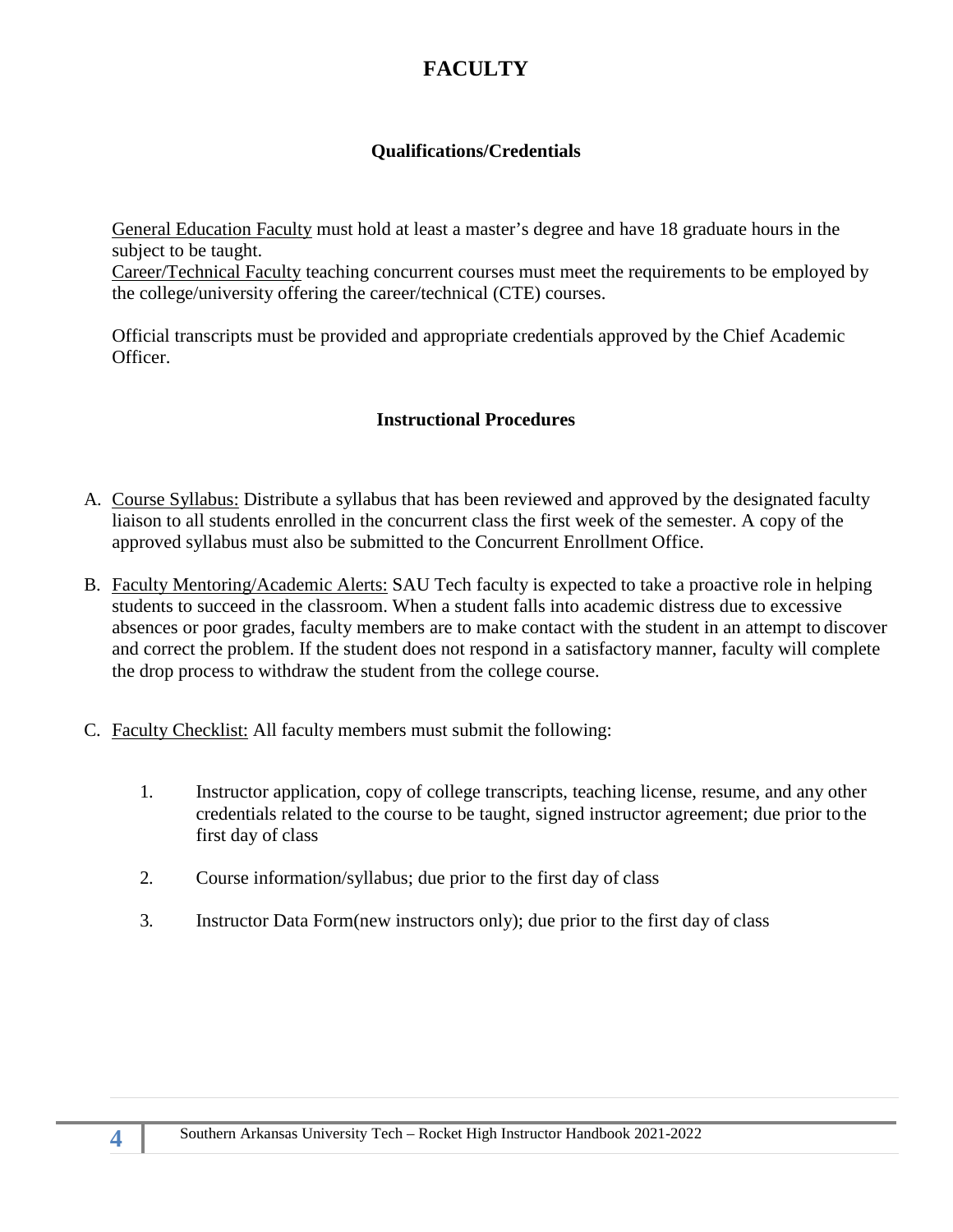# FACULTY

## Qualifications/Credentials

General Education Faculty must hold at least a master's degree and have 18 graduate hours in the subject to be taught.
Career/Technical Faculty teaching concurrent courses must meet the requirements to be employed by the college/university offering the career/technical (CTE) courses.

Official transcripts must be provided and appropriate credentials approved by the Chief Academic Officer.

## Instructional Procedures

A. Course Syllabus: Distribute a syllabus that has been reviewed and approved by the designated faculty liaison to all students enrolled in the concurrent class the first week of the semester. A copy of the approved syllabus must also be submitted to the Concurrent Enrollment Office.

B. Faculty Mentoring/Academic Alerts: SAU Tech faculty is expected to take a proactive role in helping students to succeed in the classroom. When a student falls into academic distress due to excessive absences or poor grades, faculty members are to make contact with the student in an attempt to discover and correct the problem. If the student does not respond in a satisfactory manner, faculty will complete the drop process to withdraw the student from the college course.

C. Faculty Checklist: All faculty members must submit the following:

   1. Instructor application, copy of college transcripts, teaching license, resume, and any other credentials related to the course to be taught, signed instructor agreement; due prior to the first day of class

   2. Course information/syllabus; due prior to the first day of class

   3. Instructor Data Form(new instructors only); due prior to the first day of class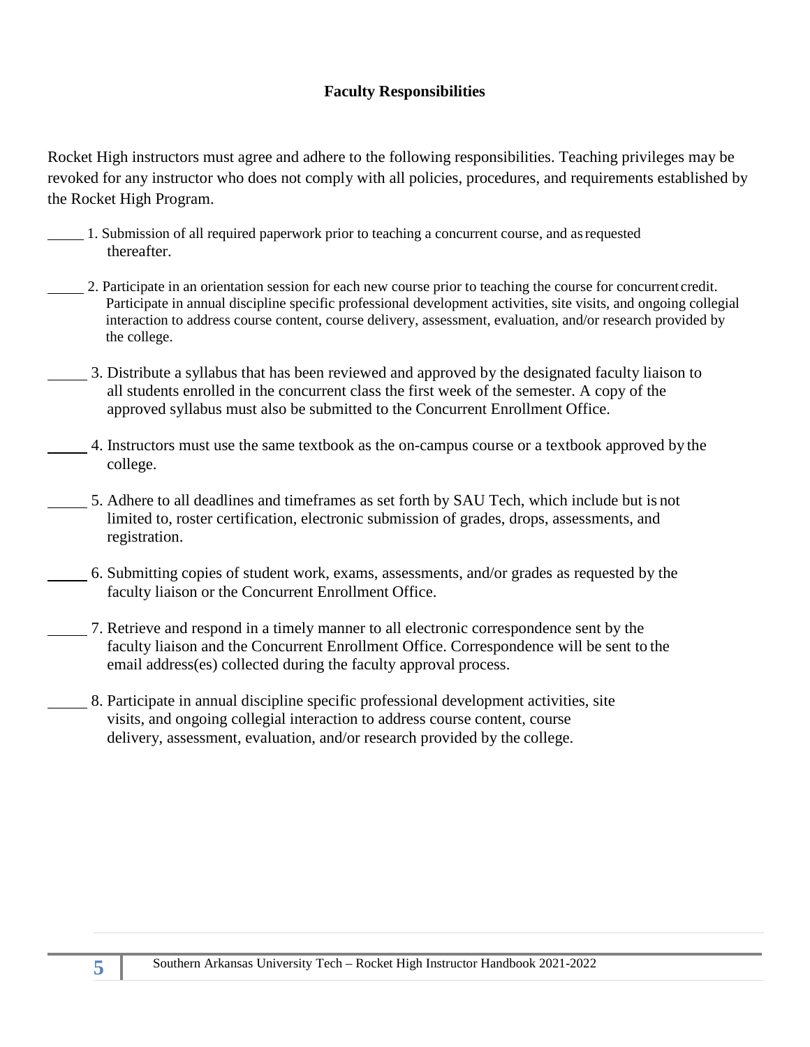## Faculty Responsibilities

Rocket High instructors must agree and adhere to the following responsibilities. Teaching privileges may be revoked for any instructor who does not comply with all policies, procedures, and requirements established by the Rocket High Program.

_____ 1. Submission of all required paperwork prior to teaching a concurrent course, and as requested thereafter.

_____ 2. Participate in an orientation session for each new course prior to teaching the course for concurrent credit. Participate in annual discipline specific professional development activities, site visits, and ongoing collegial interaction to address course content, course delivery, assessment, evaluation, and/or research provided by the college.

_____ 3. Distribute a syllabus that has been reviewed and approved by the designated faculty liaison to all students enrolled in the concurrent class the first week of the semester. A copy of the approved syllabus must also be submitted to the Concurrent Enrollment Office.

_____ 4. Instructors must use the same textbook as the on-campus course or a textbook approved by the college.

_____ 5. Adhere to all deadlines and timeframes as set forth by SAU Tech, which include but is not limited to, roster certification, electronic submission of grades, drops, assessments, and registration.

_____ 6. Submitting copies of student work, exams, assessments, and/or grades as requested by the faculty liaison or the Concurrent Enrollment Office.

_____ 7. Retrieve and respond in a timely manner to all electronic correspondence sent by the faculty liaison and the Concurrent Enrollment Office. Correspondence will be sent to the email address(es) collected during the faculty approval process.

_____ 8. Participate in annual discipline specific professional development activities, site visits, and ongoing collegial interaction to address course content, course delivery, assessment, evaluation, and/or research provided by the college.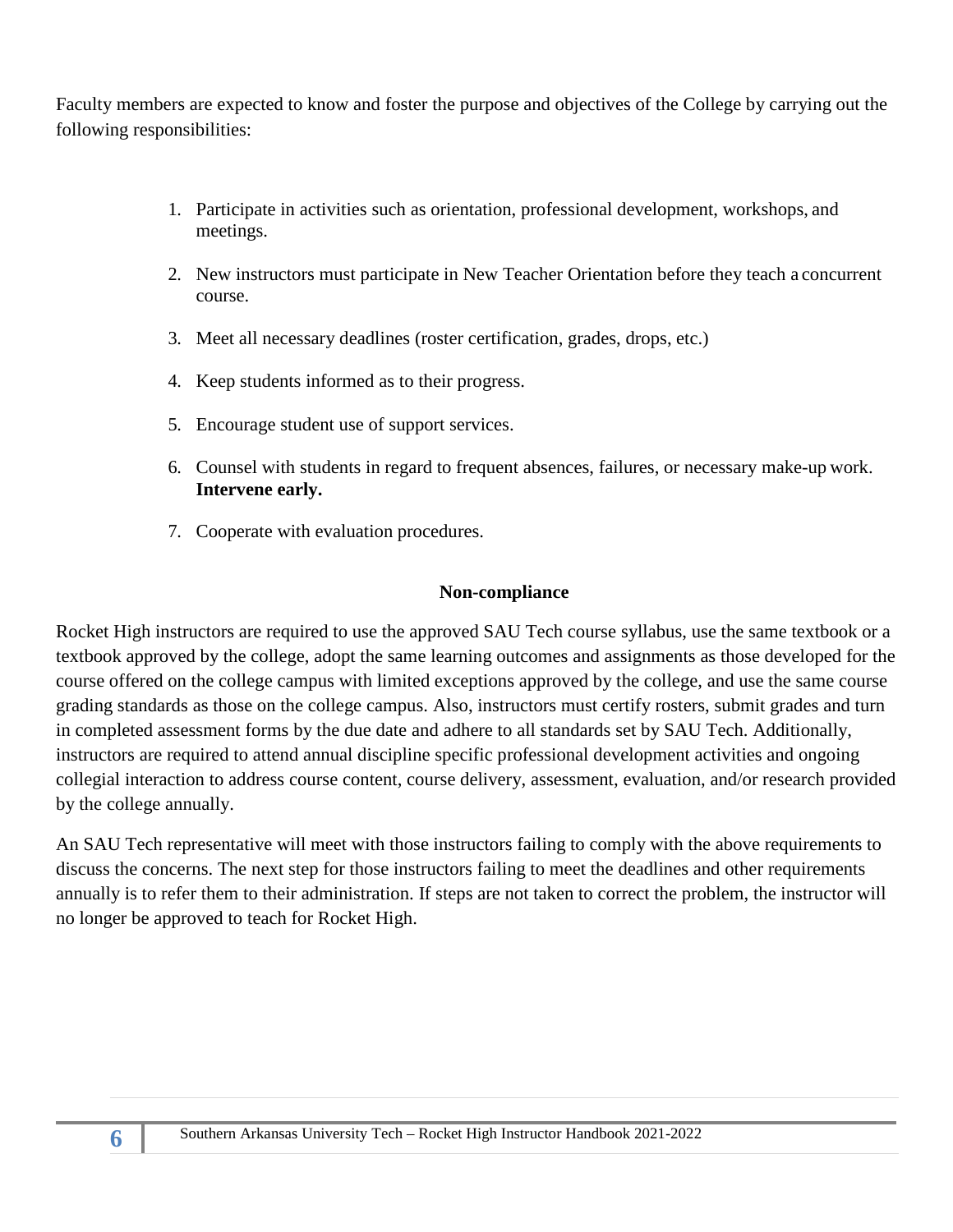Faculty members are expected to know and foster the purpose and objectives of the College by carrying out the following responsibilities:

1. Participate in activities such as orientation, professional development, workshops, and meetings.
2. New instructors must participate in New Teacher Orientation before they teach a concurrent course.
3. Meet all necessary deadlines (roster certification, grades, drops, etc.)
4. Keep students informed as to their progress.
5. Encourage student use of support services.
6. Counsel with students in regard to frequent absences, failures, or necessary make-up work. **Intervene early.**
7. Cooperate with evaluation procedures.

## Non-compliance

Rocket High instructors are required to use the approved SAU Tech course syllabus, use the same textbook or a textbook approved by the college, adopt the same learning outcomes and assignments as those developed for the course offered on the college campus with limited exceptions approved by the college, and use the same course grading standards as those on the college campus. Also, instructors must certify rosters, submit grades and turn in completed assessment forms by the due date and adhere to all standards set by SAU Tech. Additionally, instructors are required to attend annual discipline specific professional development activities and ongoing collegial interaction to address course content, course delivery, assessment, evaluation, and/or research provided by the college annually.

An SAU Tech representative will meet with those instructors failing to comply with the above requirements to discuss the concerns. The next step for those instructors failing to meet the deadlines and other requirements annually is to refer them to their administration. If steps are not taken to correct the problem, the instructor will no longer be approved to teach for Rocket High.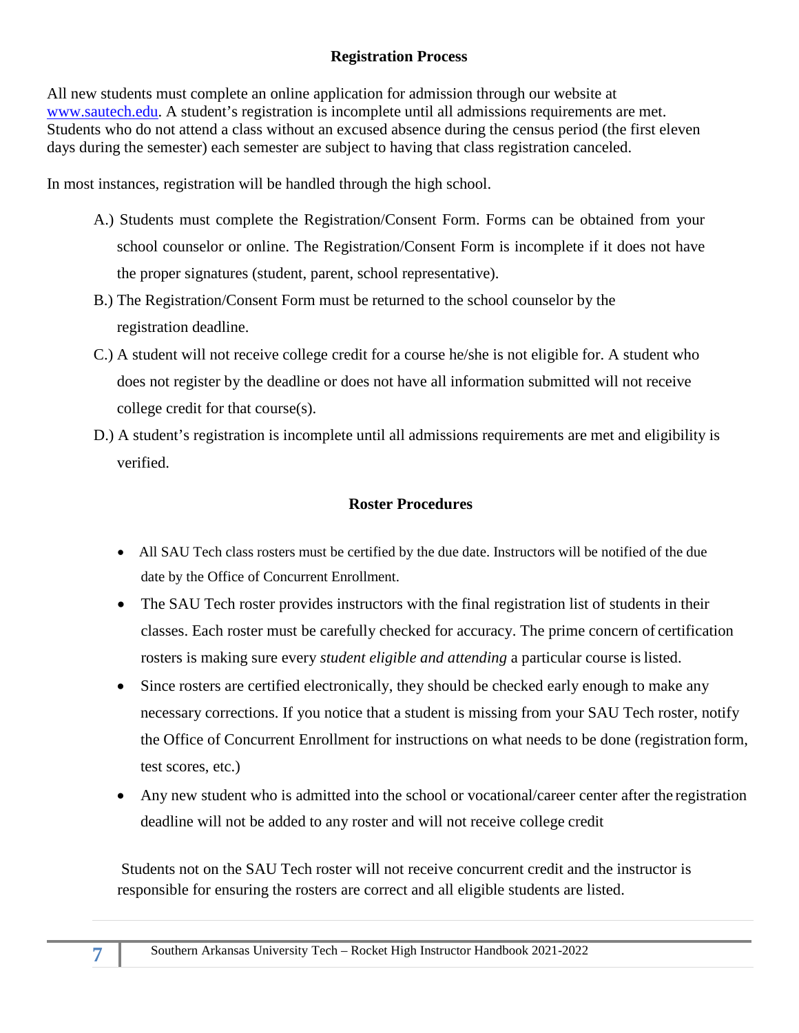## Registration Process

All new students must complete an online application for admission through our website at [www.sautech.edu](http://www.sautech.edu). A student's registration is incomplete until all admissions requirements are met. Students who do not attend a class without an excused absence during the census period (the first eleven days during the semester) each semester are subject to having that class registration canceled.

In most instances, registration will be handled through the high school.

A.) Students must complete the Registration/Consent Form. Forms can be obtained from your school counselor or online. The Registration/Consent Form is incomplete if it does not have the proper signatures (student, parent, school representative).

B.) The Registration/Consent Form must be returned to the school counselor by the registration deadline.

C.) A student will not receive college credit for a course he/she is not eligible for. A student who does not register by the deadline or does not have all information submitted will not receive college credit for that course(s).

D.) A student's registration is incomplete until all admissions requirements are met and eligibility is verified.

## Roster Procedures

- All SAU Tech class rosters must be certified by the due date. Instructors will be notified of the due date by the Office of Concurrent Enrollment.
- The SAU Tech roster provides instructors with the final registration list of students in their classes. Each roster must be carefully checked for accuracy. The prime concern of certification rosters is making sure every *student eligible and attending* a particular course is listed.
- Since rosters are certified electronically, they should be checked early enough to make any necessary corrections. If you notice that a student is missing from your SAU Tech roster, notify the Office of Concurrent Enrollment for instructions on what needs to be done (registration form, test scores, etc.)
- Any new student who is admitted into the school or vocational/career center after the registration deadline will not be added to any roster and will not receive college credit

Students not on the SAU Tech roster will not receive concurrent credit and the instructor is responsible for ensuring the rosters are correct and all eligible students are listed.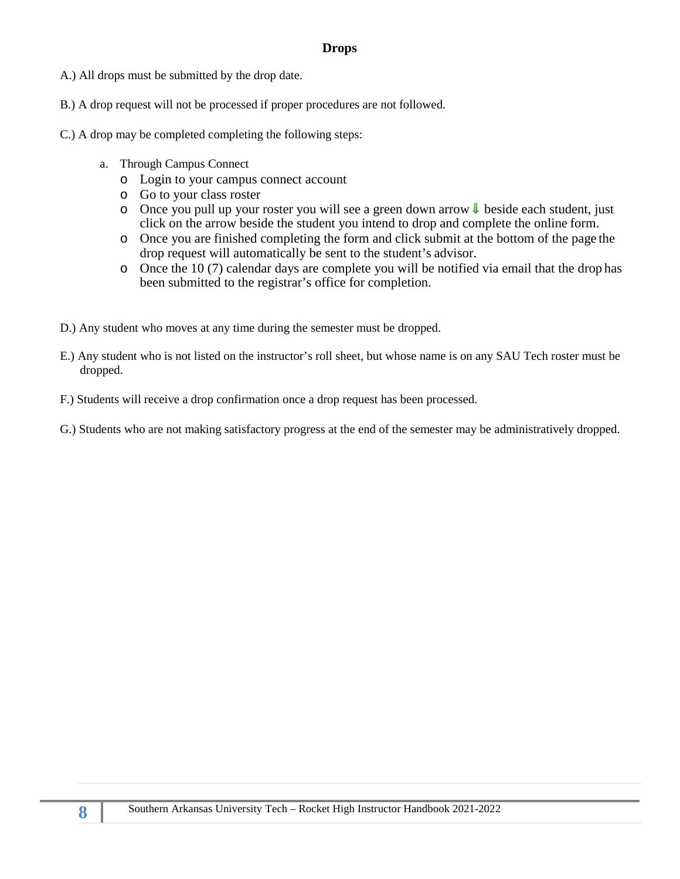## Drops

A.) All drops must be submitted by the drop date.

B.) A drop request will not be processed if proper procedures are not followed.

C.) A drop may be completed completing the following steps:

a. Through Campus Connect
   - Login to your campus connect account
   - Go to your class roster
   - Once you pull up your roster you will see a green down arrow ⬇ beside each student, just click on the arrow beside the student you intend to drop and complete the online form.
   - Once you are finished completing the form and click submit at the bottom of the page the drop request will automatically be sent to the student's advisor.
   - Once the 10 (7) calendar days are complete you will be notified via email that the drop has been submitted to the registrar's office for completion.

D.) Any student who moves at any time during the semester must be dropped.

E.) Any student who is not listed on the instructor's roll sheet, but whose name is on any SAU Tech roster must be dropped.

F.) Students will receive a drop confirmation once a drop request has been processed.

G.) Students who are not making satisfactory progress at the end of the semester may be administratively dropped.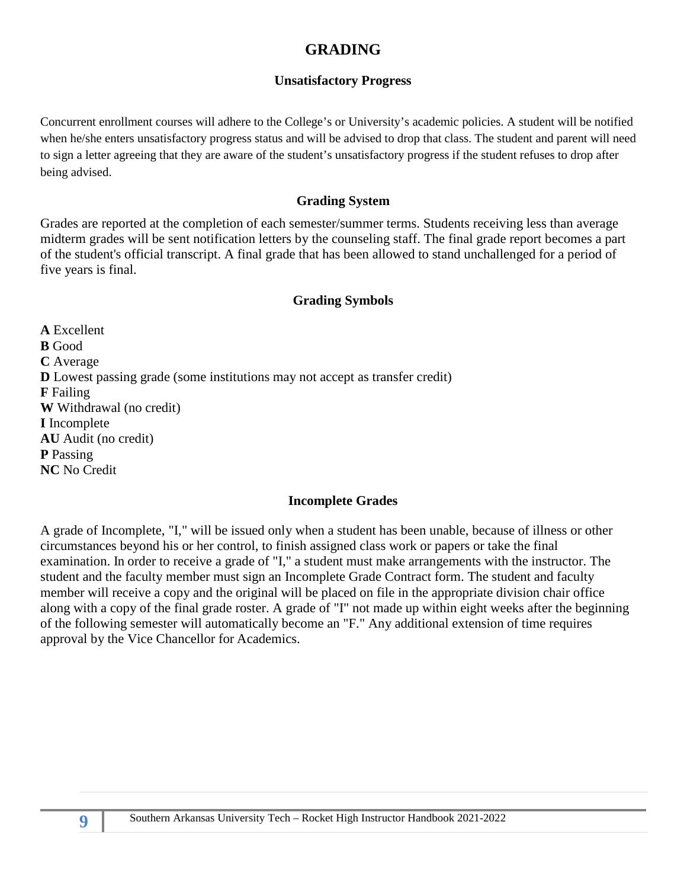# GRADING

## Unsatisfactory Progress

Concurrent enrollment courses will adhere to the College's or University's academic policies. A student will be notified when he/she enters unsatisfactory progress status and will be advised to drop that class. The student and parent will need to sign a letter agreeing that they are aware of the student's unsatisfactory progress if the student refuses to drop after being advised.

## Grading System

Grades are reported at the completion of each semester/summer terms. Students receiving less than average midterm grades will be sent notification letters by the counseling staff. The final grade report becomes a part of the student's official transcript. A final grade that has been allowed to stand unchallenged for a period of five years is final.

## Grading Symbols

**A** Excellent
**B** Good
**C** Average
**D** Lowest passing grade (some institutions may not accept as transfer credit)
**F** Failing
**W** Withdrawal (no credit)
**I** Incomplete
**AU** Audit (no credit)
**P** Passing
**NC** No Credit

## Incomplete Grades

A grade of Incomplete, "I," will be issued only when a student has been unable, because of illness or other circumstances beyond his or her control, to finish assigned class work or papers or take the final examination. In order to receive a grade of "I," a student must make arrangements with the instructor. The student and the faculty member must sign an Incomplete Grade Contract form. The student and faculty member will receive a copy and the original will be placed on file in the appropriate division chair office along with a copy of the final grade roster. A grade of "I" not made up within eight weeks after the beginning of the following semester will automatically become an "F." Any additional extension of time requires approval by the Vice Chancellor for Academics.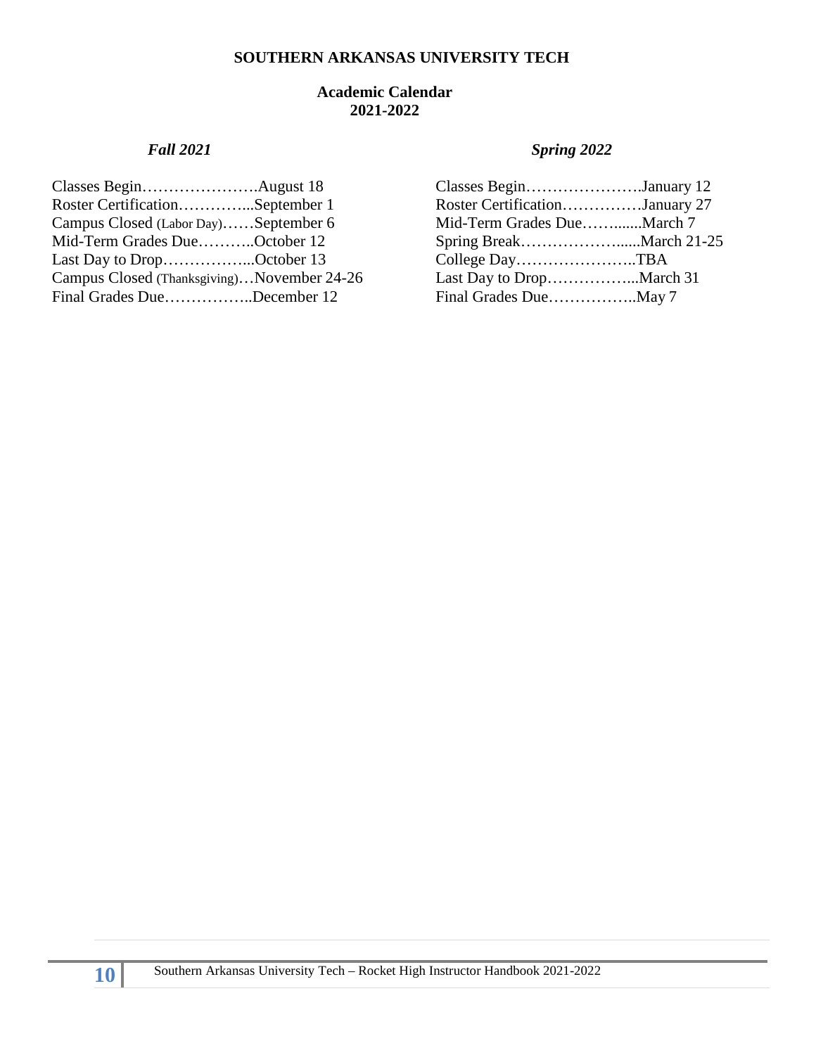**SOUTHERN ARKANSAS UNIVERSITY TECH**

**Academic Calendar**
**2021-2022**

***Fall 2021***

Classes Begin………………….August 18
Roster Certification…………...September 1
Campus Closed (Labor Day)……September 6
Mid-Term Grades Due………..October 12
Last Day to Drop……………...October 13
Campus Closed (Thanksgiving)…November 24-26
Final Grades Due……………..December 12

***Spring 2022***

Classes Begin………………….January 12
Roster Certification……………January 27
Mid-Term Grades Due……......March 7
Spring Break……………….....March 21-25
College Day…………………..TBA
Last Day to Drop……………...March 31
Final Grades Due……………..May 7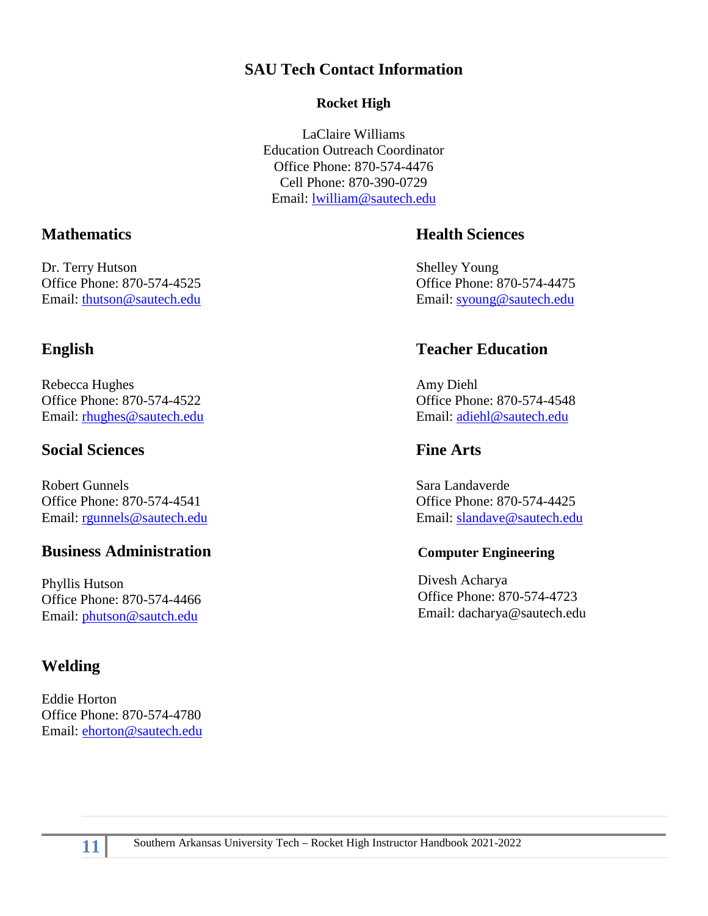# SAU Tech Contact Information

### Rocket High

LaClaire Williams
Education Outreach Coordinator
Office Phone: 870-574-4476
Cell Phone: 870-390-0729
Email: lwilliam@sautech.edu

## Mathematics

Dr. Terry Hutson
Office Phone: 870-574-4525
Email: thutson@sautech.edu

## English

Rebecca Hughes
Office Phone: 870-574-4522
Email: rhughes@sautech.edu

## Social Sciences

Robert Gunnels
Office Phone: 870-574-4541
Email: rgunnels@sautech.edu

## Business Administration

Phyllis Hutson
Office Phone: 870-574-4466
Email: phutson@sautch.edu

## Welding

Eddie Horton
Office Phone: 870-574-4780
Email: ehorton@sautech.edu

## Health Sciences

Shelley Young
Office Phone: 870-574-4475
Email: syoung@sautech.edu

## Teacher Education

Amy Diehl
Office Phone: 870-574-4548
Email: adiehl@sautech.edu

## Fine Arts

Sara Landaverde
Office Phone: 870-574-4425
Email: slandave@sautech.edu

### Computer Engineering

Divesh Acharya
Office Phone: 870-574-4723
Email: dacharya@sautech.edu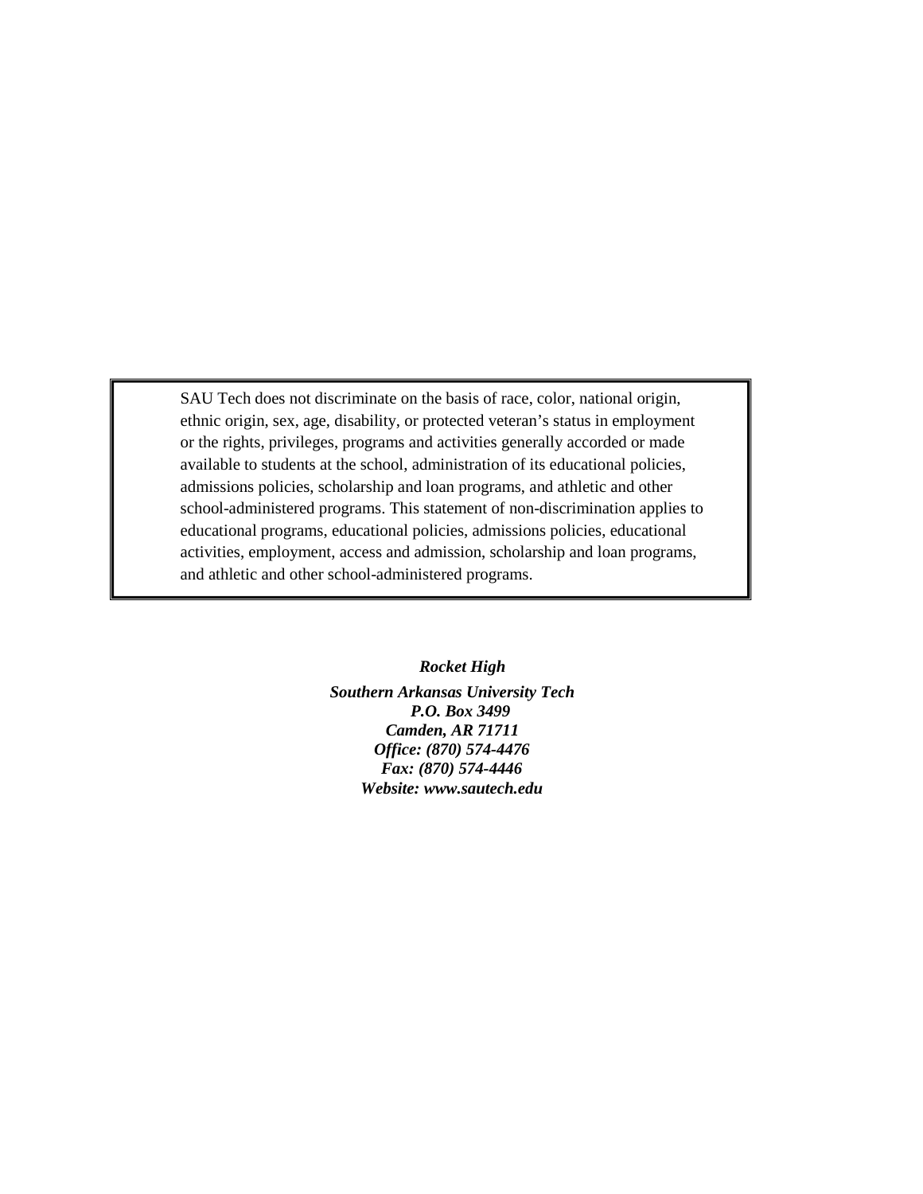SAU Tech does not discriminate on the basis of race, color, national origin, ethnic origin, sex, age, disability, or protected veteran's status in employment or the rights, privileges, programs and activities generally accorded or made available to students at the school, administration of its educational policies, admissions policies, scholarship and loan programs, and athletic and other school-administered programs. This statement of non-discrimination applies to educational programs, educational policies, admissions policies, educational activities, employment, access and admission, scholarship and loan programs, and athletic and other school-administered programs.

***Rocket High***

***Southern Arkansas University Tech***  
***P.O. Box 3499***  
***Camden, AR 71711***  
***Office: (870) 574-4476***  
***Fax: (870) 574-4446***  
***Website: www.sautech.edu***